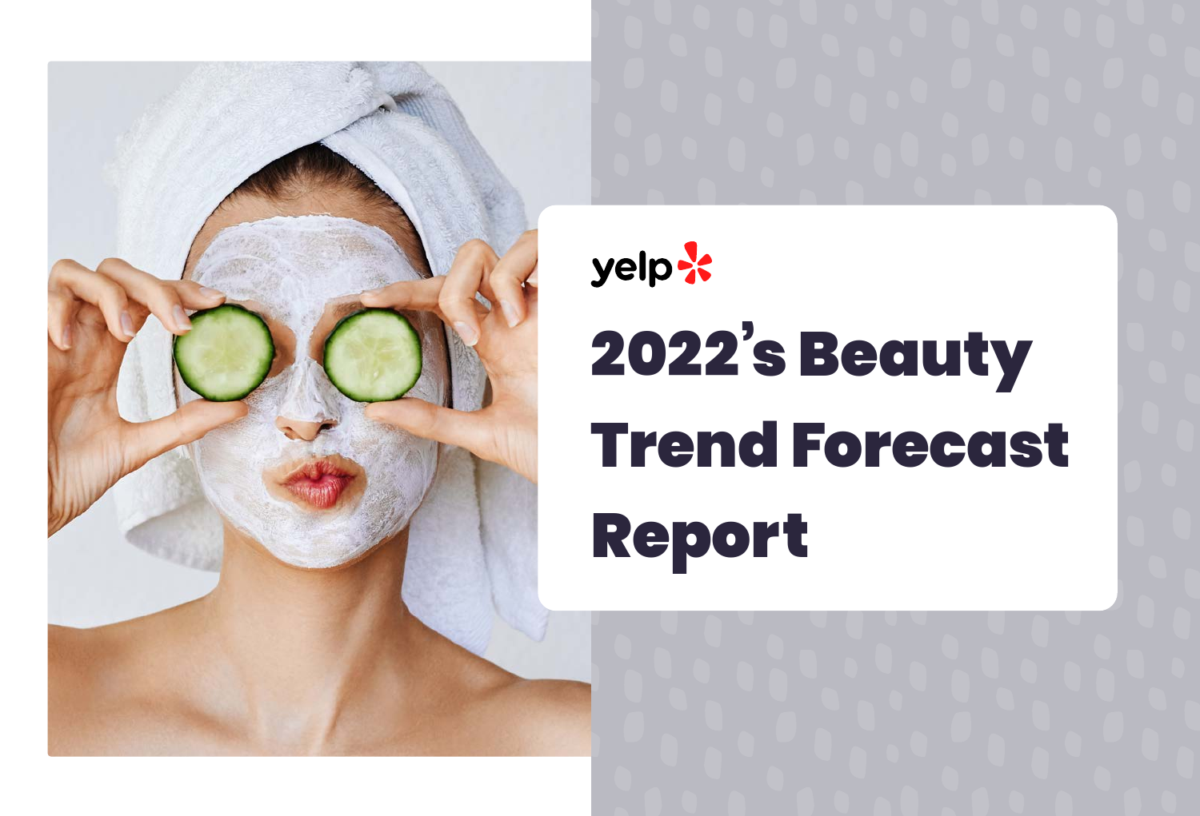yelp

# 2022's Beauty Trend Forecast Report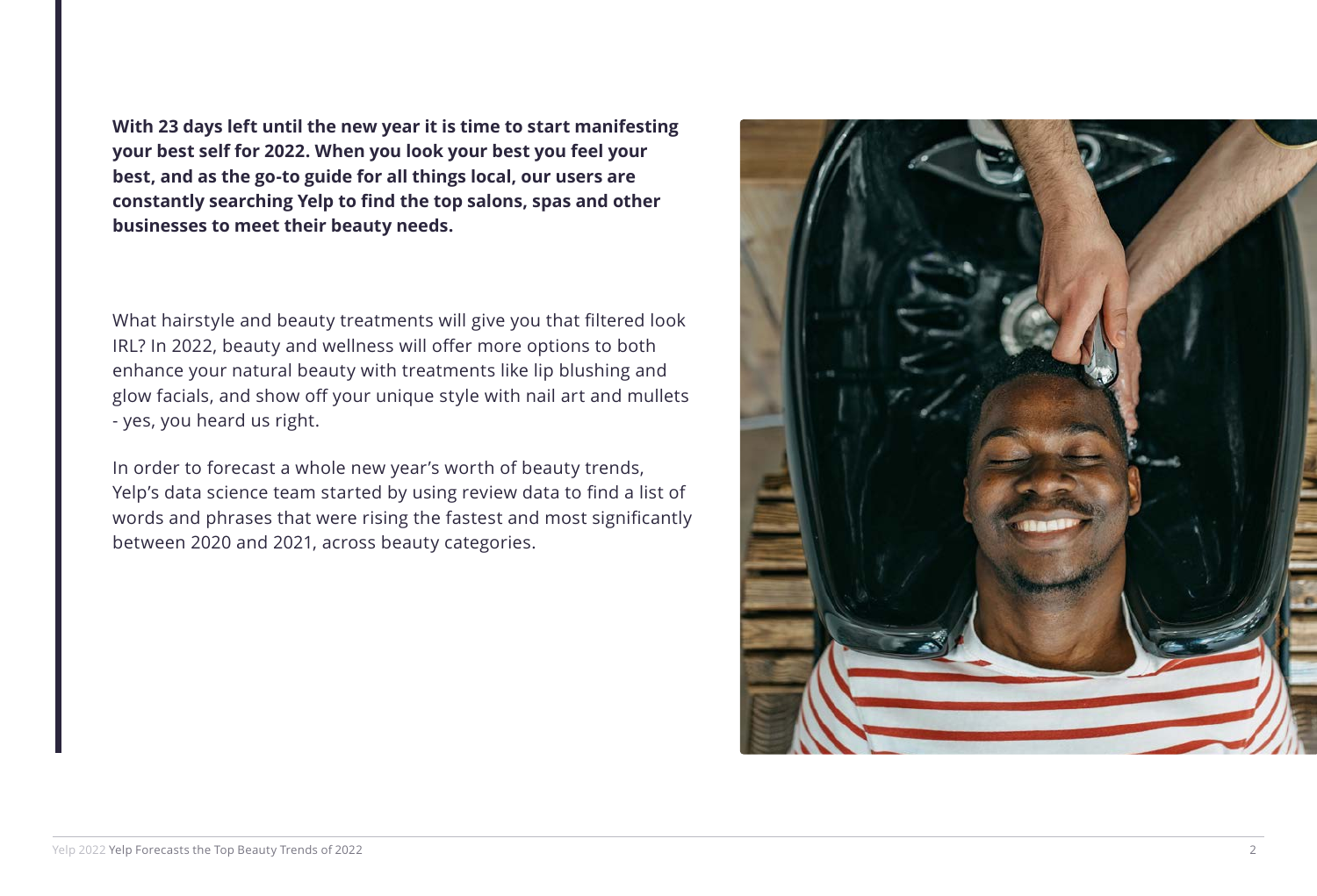**With 23 days left until the new year it is time to start manifesting your best self for 2022. When you look your best you feel your best, and as the go-to guide for all things local, our users are constantly searching Yelp to find the top salons, spas and other businesses to meet their beauty needs.**

What hairstyle and beauty treatments will give you that filtered look IRL? In 2022, beauty and wellness will offer more options to both enhance your natural beauty with treatments like lip blushing and glow facials, and show off your unique style with nail art and mullets - yes, you heard us right.

In order to forecast a whole new year's worth of beauty trends, Yelp's data science team started by using review data to find a list of words and phrases that were rising the fastest and most significantly between 2020 and 2021, across beauty categories.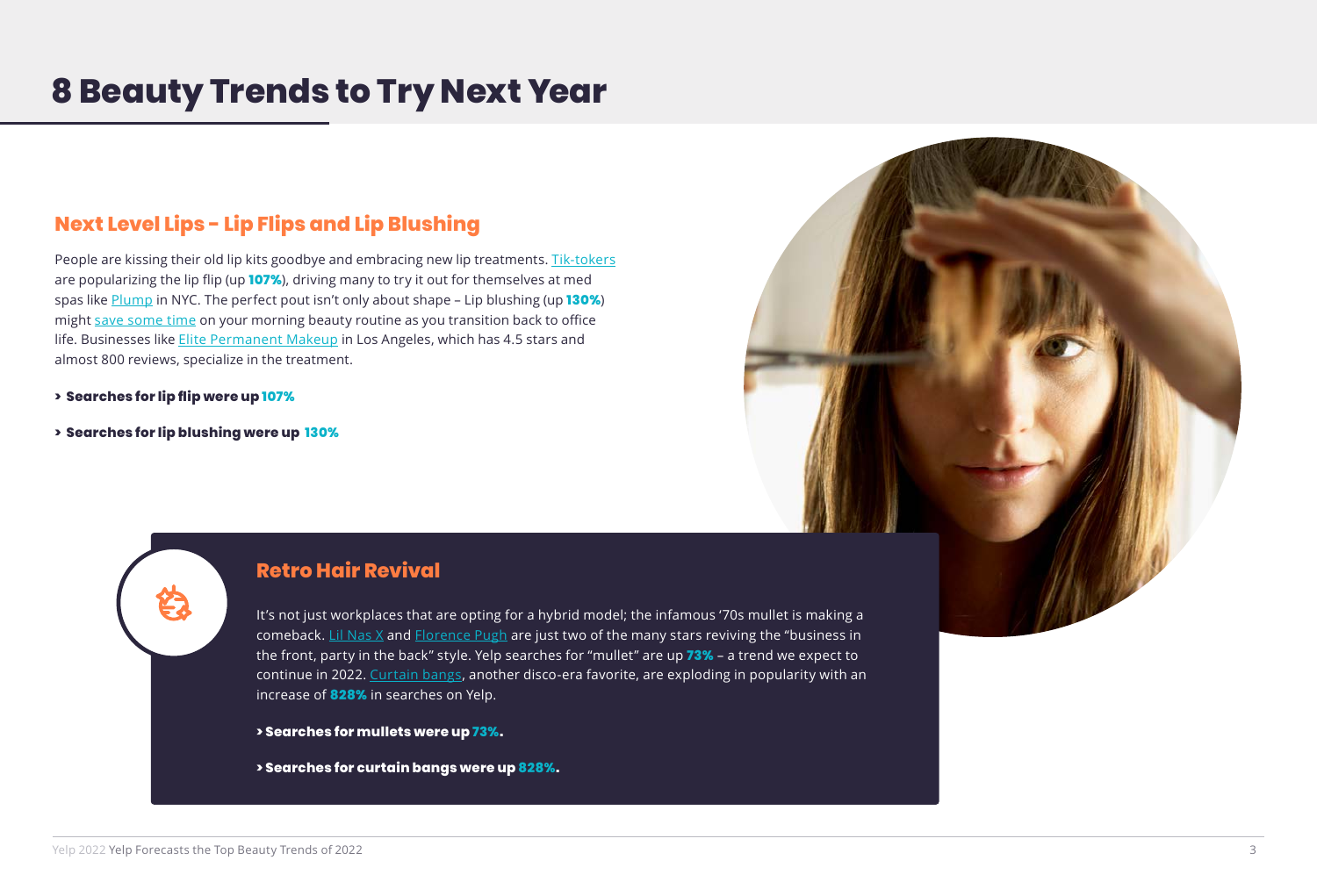# 8 Beauty Trends to Try Next Year

## Next Level Lips - Lip Flips and Lip Blushing

People are kissing their old lip kits goodbye and embracing new lip treatments. Tik-tokers are popularizing the lip flip (up **107%**), driving many to try it out for themselves at med spas like Plump in NYC. The perfect pout isn't only about shape – Lip blushing (up **130%**) might save some time on your morning beauty routine as you transition back to office life. Businesses like Elite Permanent Makeup in Los Angeles, which has 4.5 stars and almost 800 reviews, specialize in the treatment.

- **Searches for lip flip were up 107%**
- **Searches for lip blushing were up 130%**

## Retro Hair Revival

It's not just workplaces that are opting for a hybrid model; the infamous '70s mullet is making a comeback. Lil Nas X and Florence Pugh are just two of the many stars reviving the "business in the front, party in the back" style. Yelp searches for "mullet" are up **73%** – a trend we expect to continue in 2022. Curtain bangs, another disco-era favorite, are exploding in popularity with an increase of **828%** in searches on Yelp.

- **Searches for mullets were up 73%.**
- **Searches for curtain bangs were up 828%.**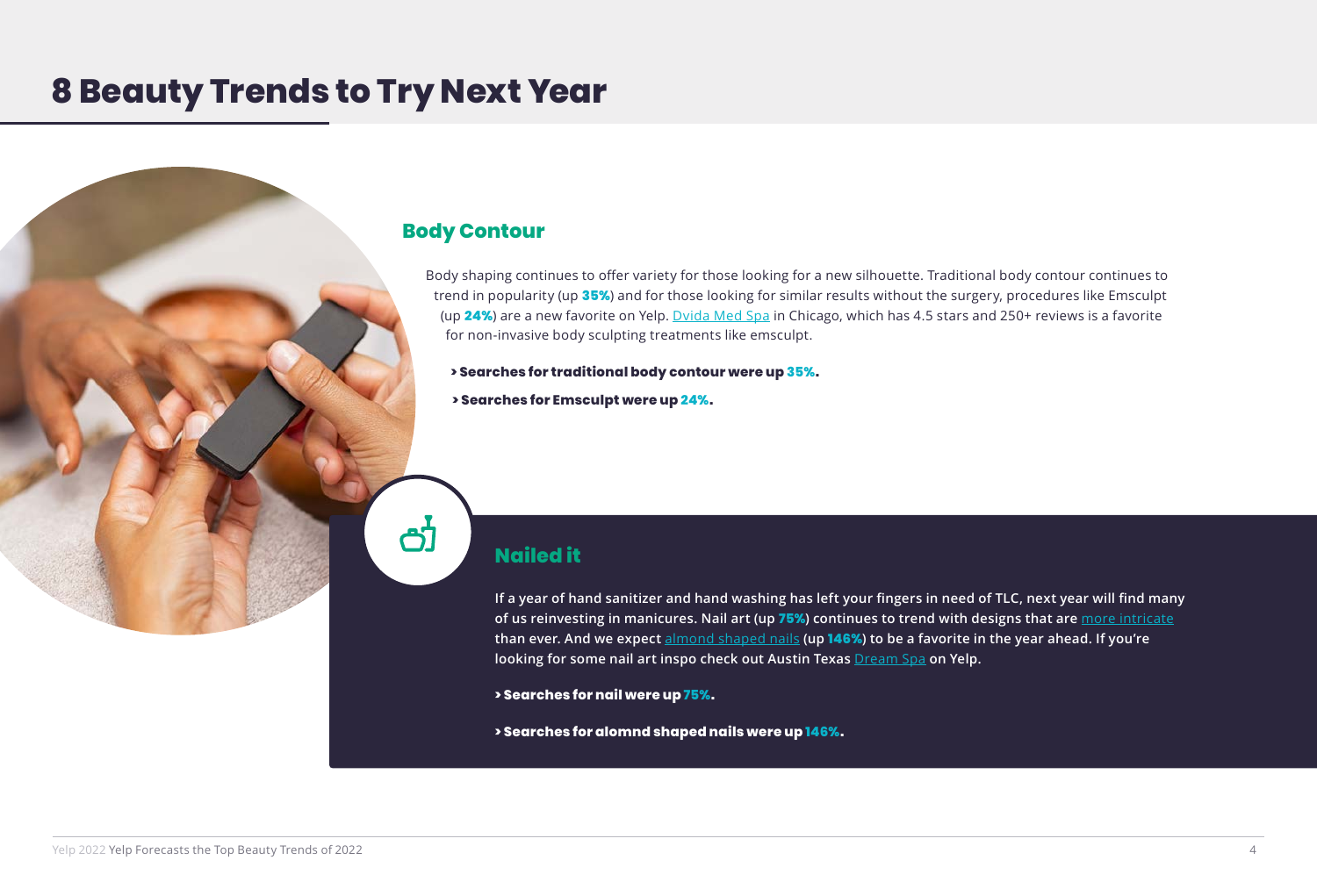# 8 Beauty Trends to Try Next Year

## Body Contour

Body shaping continues to offer variety for those looking for a new silhouette. Traditional body contour continues to trend in popularity (up **35%**) and for those looking for similar results without the surgery, procedures like Emsculpt (up **24%**) are a new favorite on Yelp. Dvida Med Spa in Chicago, which has 4.5 stars and 250+ reviews is a favorite for non-invasive body sculpting treatments like emsculpt.

**> Searches for traditional body contour were up 35%.**

**> Searches for Emsculpt were up 24%.**

## Nailed it

**If a year of hand sanitizer and hand washing has left your fingers in need of TLC, next year will find many of us reinvesting in manicures. Nail art (up 75%) continues to trend with designs that are more intricate than ever. And we expect almond shaped nails (up 146%) to be a favorite in the year ahead. If you're looking for some nail art inspo check out Austin Texas Dream Spa on Yelp.**

**> Searches for nail were up 75%.**

**> Searches for alomnd shaped nails were up 146%.**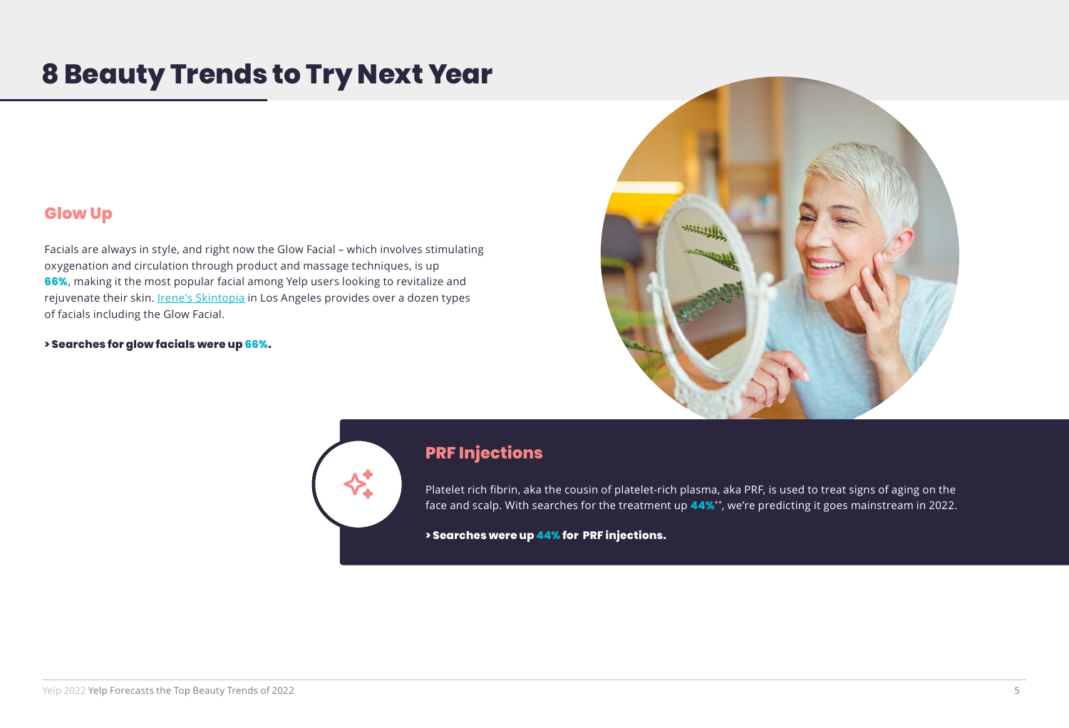# 8 Beauty Trends to Try Next Year

## Glow Up

Facials are always in style, and right now the Glow Facial – which involves stimulating oxygenation and circulation through product and massage techniques, is up **66%**, making it the most popular facial among Yelp users looking to revitalize and rejuvenate their skin. Irene's Skintopia in Los Angeles provides over a dozen types of facials including the Glow Facial.

**> Searches for glow facials were up 66%.**

## PRF Injections

Platelet rich fibrin, aka the cousin of platelet-rich plasma, aka PRF, is used to treat signs of aging on the face and scalp. With searches for the treatment up **44%****, we're predicting it goes mainstream in 2022.

**> Searches were up 44% for PRF injections.**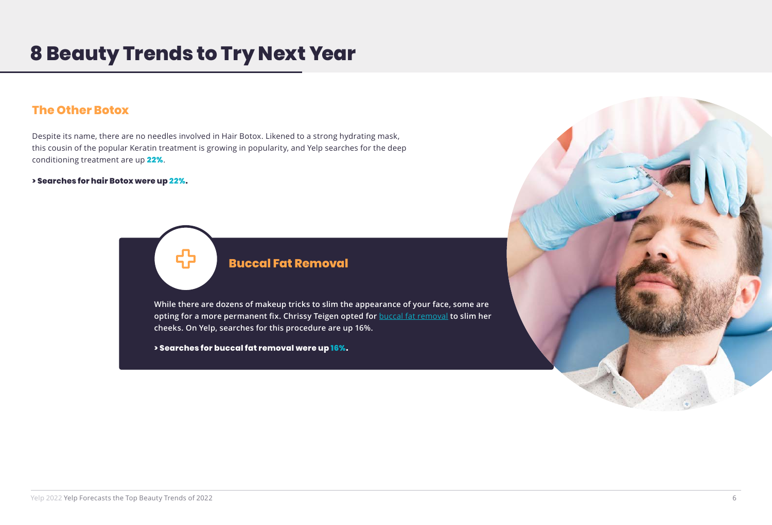# 8 Beauty Trends to Try Next Year

## The Other Botox

Despite its name, there are no needles involved in Hair Botox. Likened to a strong hydrating mask, this cousin of the popular Keratin treatment is growing in popularity, and Yelp searches for the deep conditioning treatment are up **22%**.

**> Searches for hair Botox were up 22%.**

## Buccal Fat Removal

**While there are dozens of makeup tricks to slim the appearance of your face, some are opting for a more permanent fix. Chrissy Teigen opted for buccal fat removal to slim her cheeks. On Yelp, searches for this procedure are up 16%.**

**> Searches for buccal fat removal were up 16%.**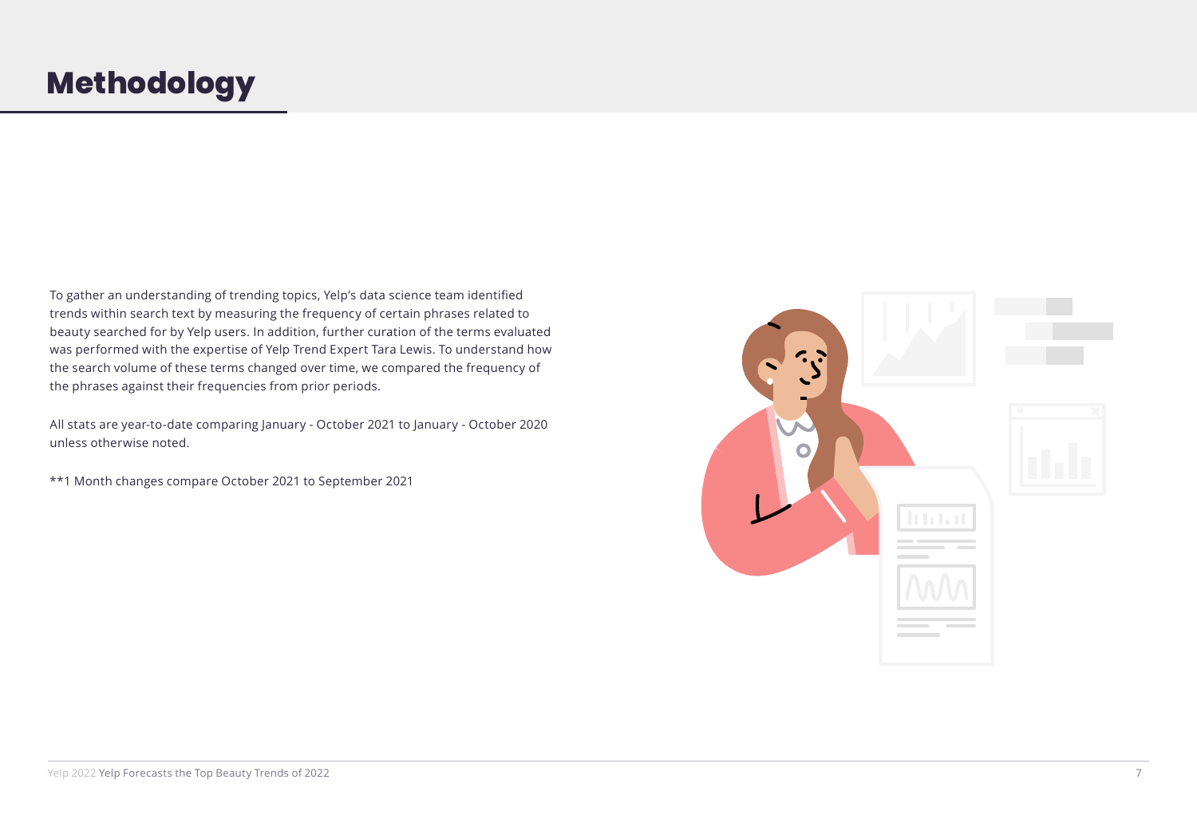# Methodology

To gather an understanding of trending topics, Yelp's data science team identified trends within search text by measuring the frequency of certain phrases related to beauty searched for by Yelp users. In addition, further curation of the terms evaluated was performed with the expertise of Yelp Trend Expert Tara Lewis. To understand how the search volume of these terms changed over time, we compared the frequency of the phrases against their frequencies from prior periods.

All stats are year-to-date comparing January - October 2021 to January - October 2020 unless otherwise noted.

**1 Month changes compare October 2021 to September 2021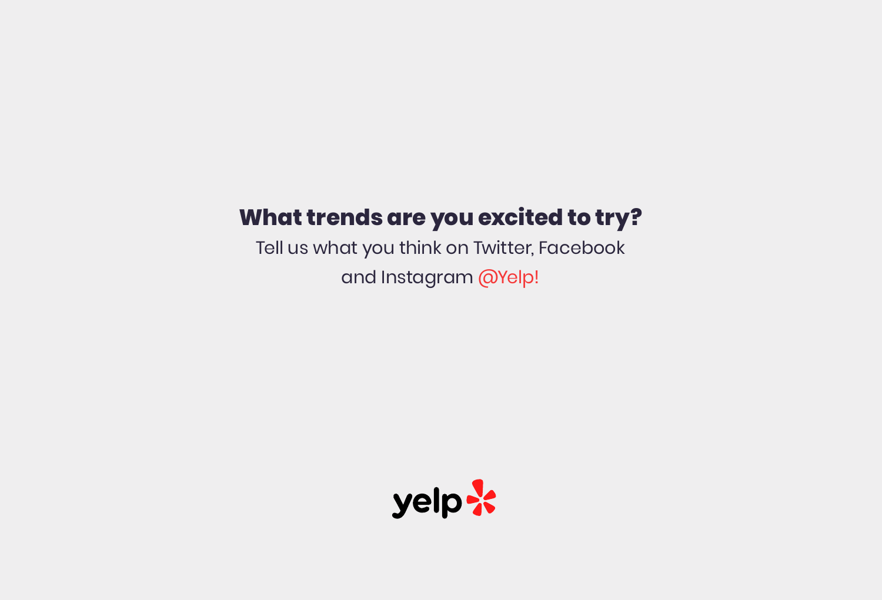**What trends are you excited to try?**

Tell us what you think on Twitter, Facebook and Instagram @Yelp!

yelp